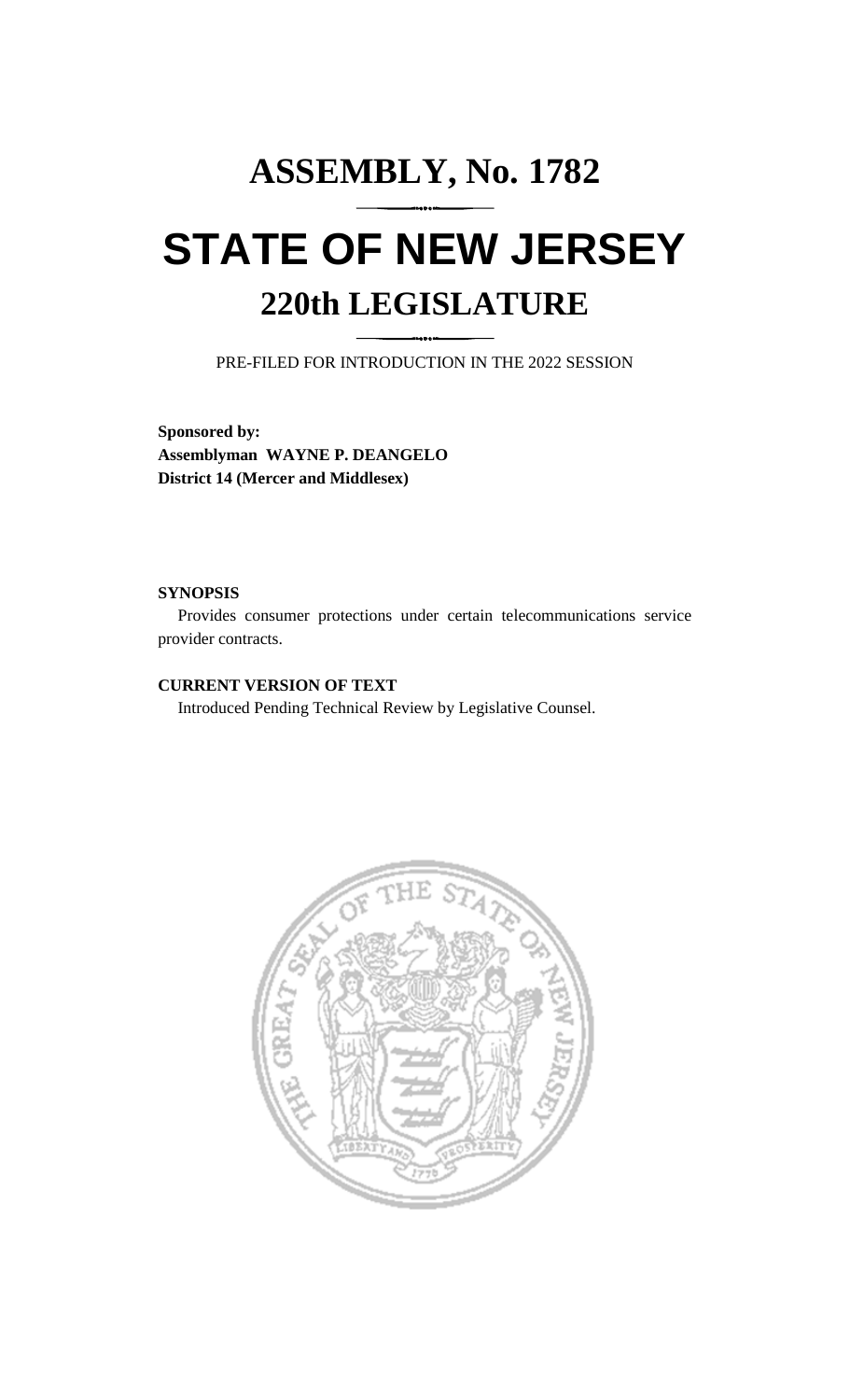# ASSEMBLY, No. 1782

# STATE OF NEW JERSEY

## 220th LEGISLATURE

PRE-FILED FOR INTRODUCTION IN THE 2022 SESSION

**Sponsored by:**
**Assemblyman WAYNE P. DEANGELO**
**District 14 (Mercer and Middlesex)**

**SYNOPSIS**

Provides consumer protections under certain telecommunications service provider contracts.

**CURRENT VERSION OF TEXT**

Introduced Pending Technical Review by Legislative Counsel.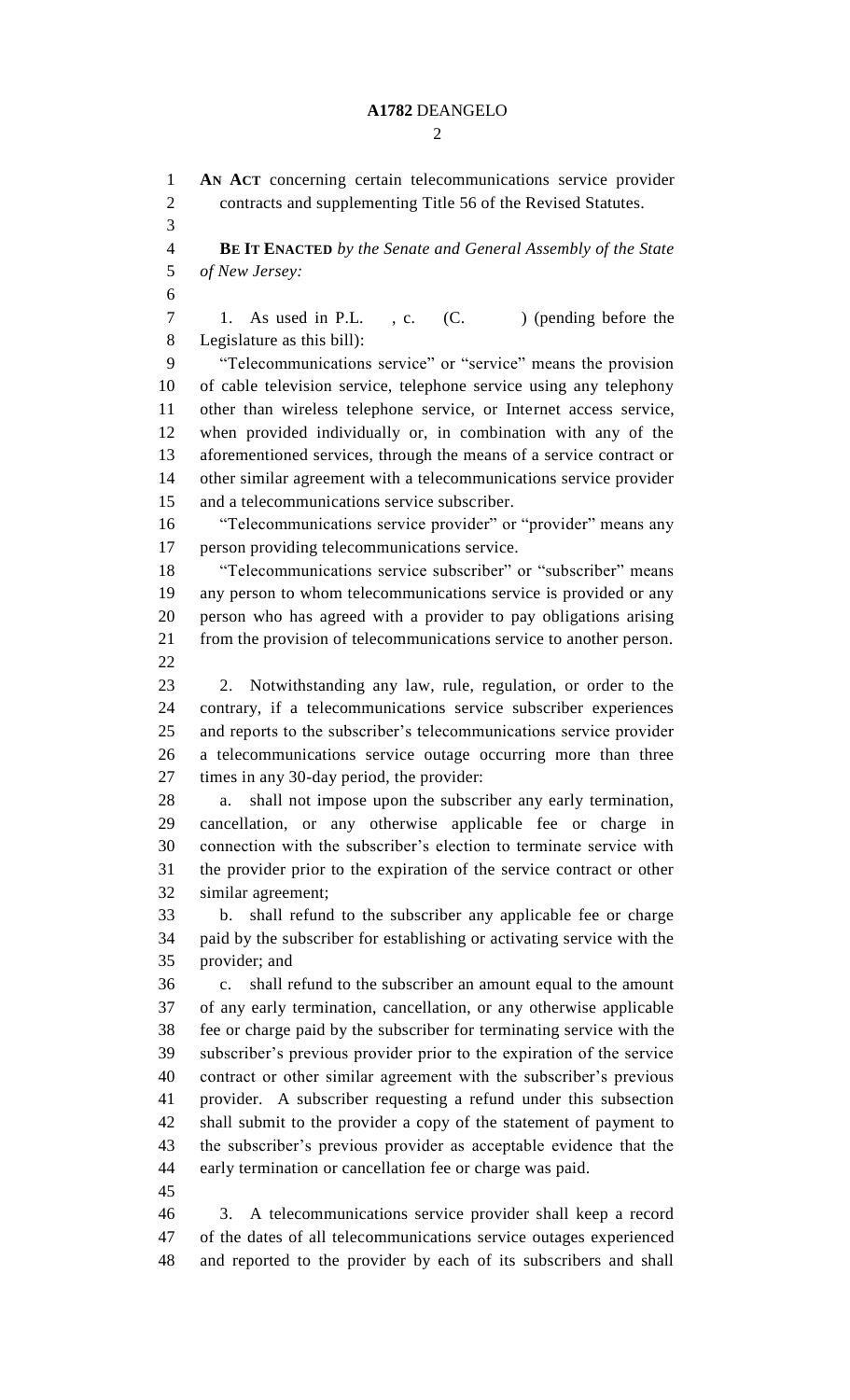**AN ACT** concerning certain telecommunications service provider contracts and supplementing Title 56 of the Revised Statutes.

**BE IT ENACTED** *by the Senate and General Assembly of the State of New Jersey:*

1. As used in P.L. , c. (C. ) (pending before the Legislature as this bill):

"Telecommunications service" or "service" means the provision of cable television service, telephone service using any telephony other than wireless telephone service, or Internet access service, when provided individually or, in combination with any of the aforementioned services, through the means of a service contract or other similar agreement with a telecommunications service provider and a telecommunications service subscriber.

"Telecommunications service provider" or "provider" means any person providing telecommunications service.

"Telecommunications service subscriber" or "subscriber" means any person to whom telecommunications service is provided or any person who has agreed with a provider to pay obligations arising from the provision of telecommunications service to another person.

2. Notwithstanding any law, rule, regulation, or order to the contrary, if a telecommunications service subscriber experiences and reports to the subscriber's telecommunications service provider a telecommunications service outage occurring more than three times in any 30-day period, the provider:

a. shall not impose upon the subscriber any early termination, cancellation, or any otherwise applicable fee or charge in connection with the subscriber's election to terminate service with the provider prior to the expiration of the service contract or other similar agreement;

b. shall refund to the subscriber any applicable fee or charge paid by the subscriber for establishing or activating service with the provider; and

c. shall refund to the subscriber an amount equal to the amount of any early termination, cancellation, or any otherwise applicable fee or charge paid by the subscriber for terminating service with the subscriber's previous provider prior to the expiration of the service contract or other similar agreement with the subscriber's previous provider. A subscriber requesting a refund under this subsection shall submit to the provider a copy of the statement of payment to the subscriber's previous provider as acceptable evidence that the early termination or cancellation fee or charge was paid.

3. A telecommunications service provider shall keep a record of the dates of all telecommunications service outages experienced and reported to the provider by each of its subscribers and shall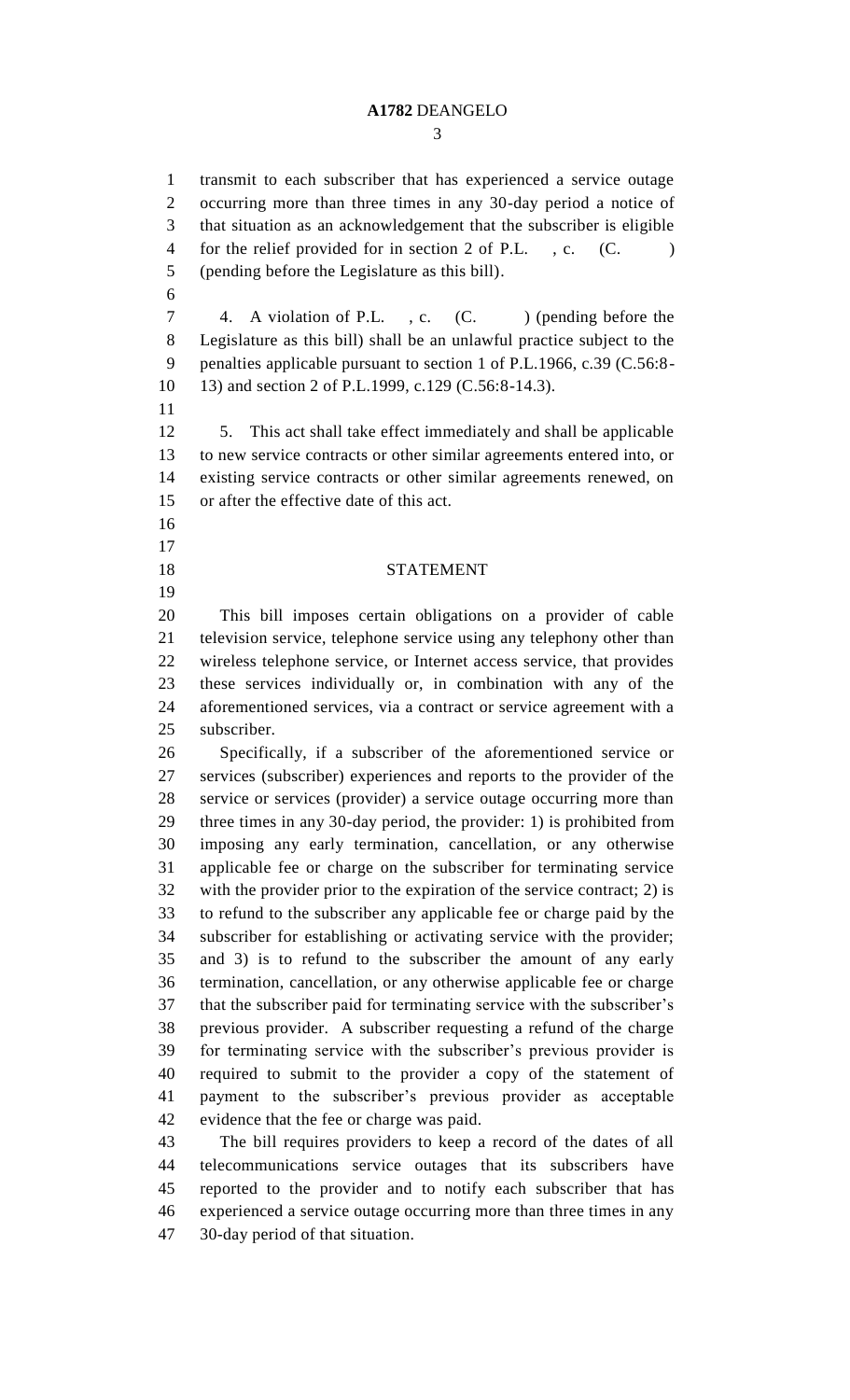transmit to each subscriber that has experienced a service outage occurring more than three times in any 30-day period a notice of that situation as an acknowledgement that the subscriber is eligible for the relief provided for in section 2 of P.L. , c. (C. ) (pending before the Legislature as this bill).

4. A violation of P.L. , c. (C. ) (pending before the Legislature as this bill) shall be an unlawful practice subject to the penalties applicable pursuant to section 1 of P.L.1966, c.39 (C.56:8-13) and section 2 of P.L.1999, c.129 (C.56:8-14.3).

5. This act shall take effect immediately and shall be applicable to new service contracts or other similar agreements entered into, or existing service contracts or other similar agreements renewed, on or after the effective date of this act.

## STATEMENT

This bill imposes certain obligations on a provider of cable television service, telephone service using any telephony other than wireless telephone service, or Internet access service, that provides these services individually or, in combination with any of the aforementioned services, via a contract or service agreement with a subscriber.

Specifically, if a subscriber of the aforementioned service or services (subscriber) experiences and reports to the provider of the service or services (provider) a service outage occurring more than three times in any 30-day period, the provider: 1) is prohibited from imposing any early termination, cancellation, or any otherwise applicable fee or charge on the subscriber for terminating service with the provider prior to the expiration of the service contract; 2) is to refund to the subscriber any applicable fee or charge paid by the subscriber for establishing or activating service with the provider; and 3) is to refund to the subscriber the amount of any early termination, cancellation, or any otherwise applicable fee or charge that the subscriber paid for terminating service with the subscriber's previous provider. A subscriber requesting a refund of the charge for terminating service with the subscriber's previous provider is required to submit to the provider a copy of the statement of payment to the subscriber's previous provider as acceptable evidence that the fee or charge was paid.

The bill requires providers to keep a record of the dates of all telecommunications service outages that its subscribers have reported to the provider and to notify each subscriber that has experienced a service outage occurring more than three times in any 30-day period of that situation.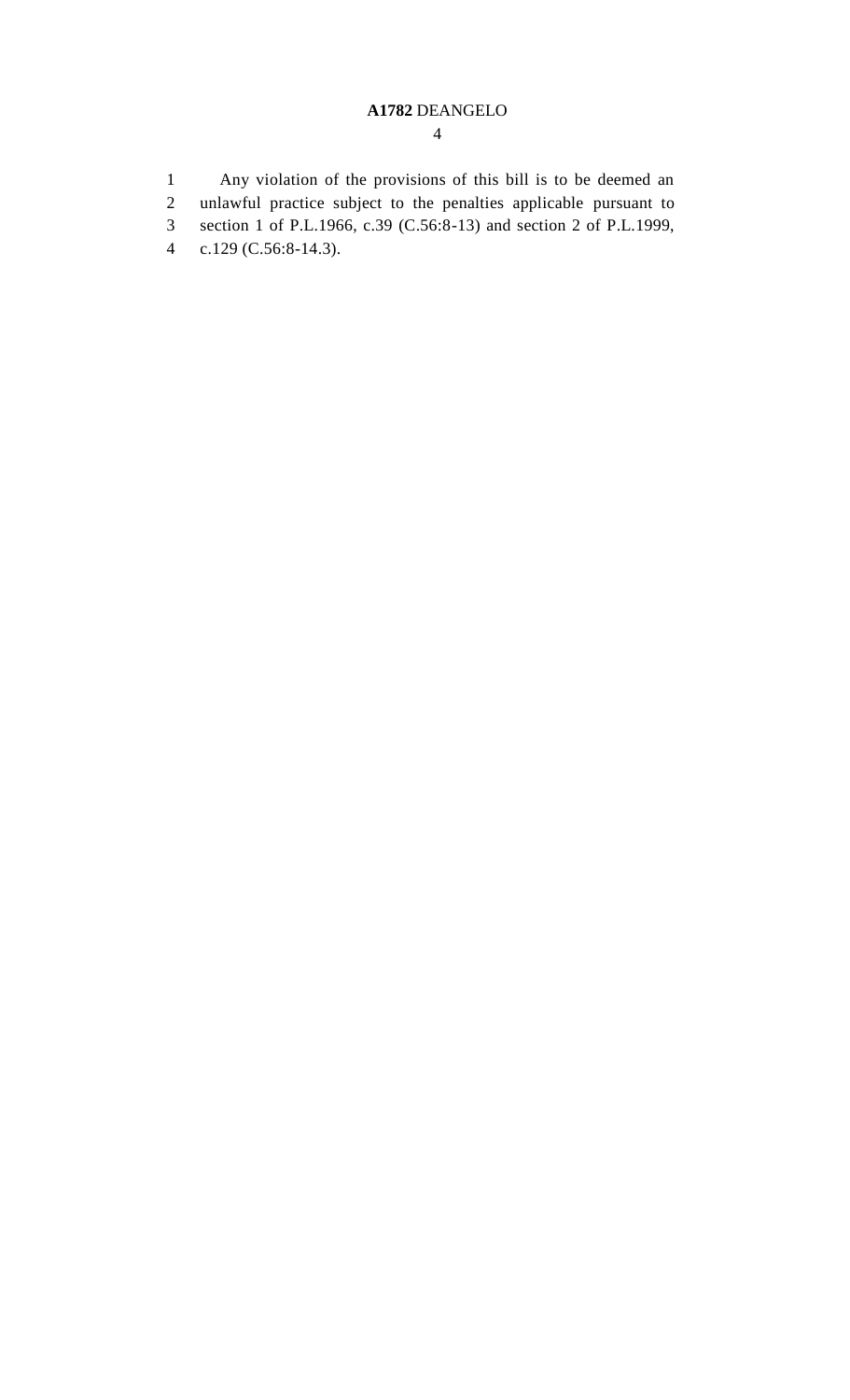Any violation of the provisions of this bill is to be deemed an unlawful practice subject to the penalties applicable pursuant to section 1 of P.L.1966, c.39 (C.56:8-13) and section 2 of P.L.1999, c.129 (C.56:8-14.3).